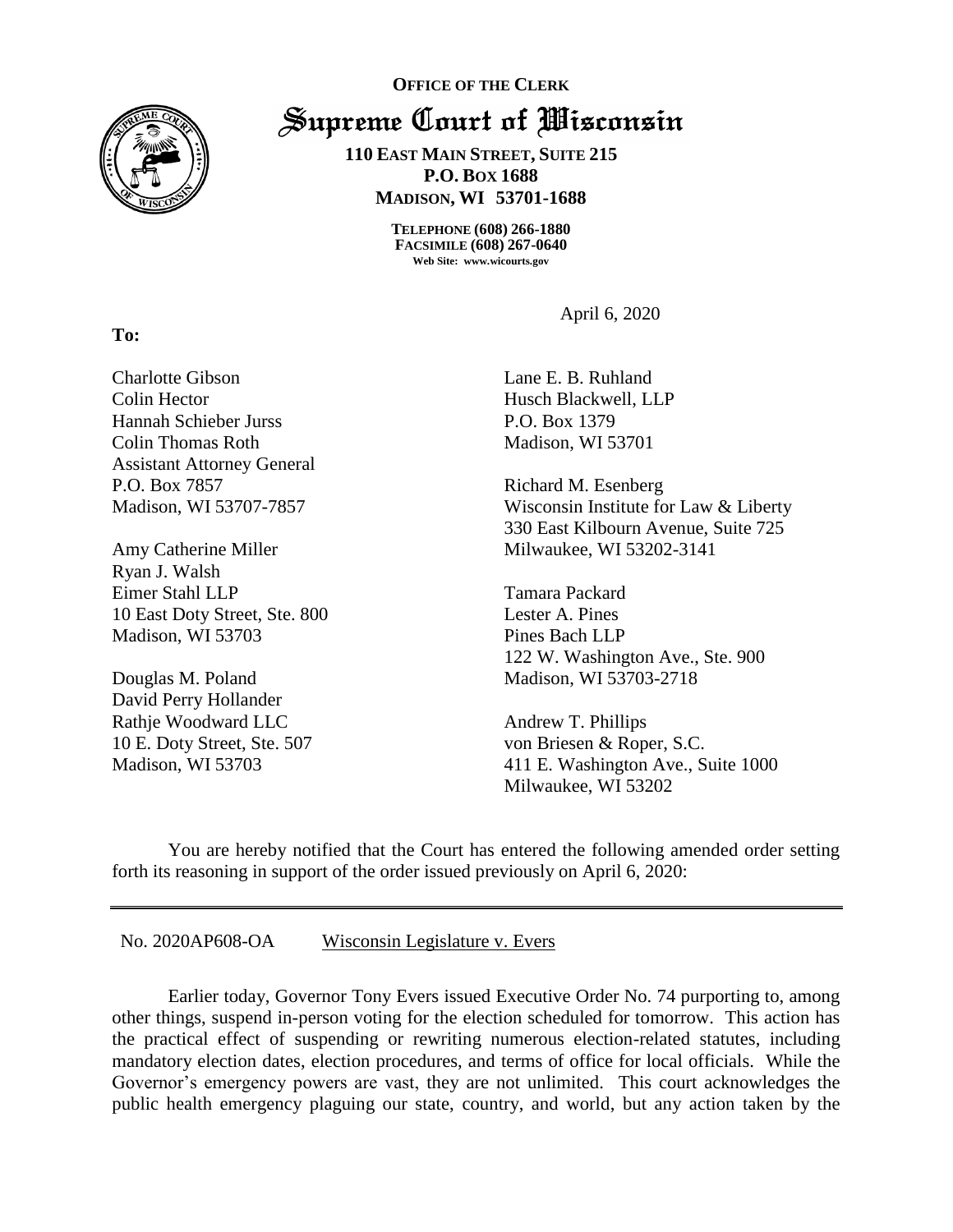**OFFICE OF THE CLERK**

# Supreme Court of Wisconsin

**110 EAST MAIN STREET, SUITE 215**
**P.O. BOX 1688**
**MADISON, WI 53701-1688**

**TELEPHONE (608) 266-1880**
**FACSIMILE (608) 267-0640**
**Web Site: www.wicourts.gov**

April 6, 2020

**To:**

Charlotte Gibson
Colin Hector
Hannah Schieber Jurss
Colin Thomas Roth
Assistant Attorney General
P.O. Box 7857
Madison, WI 53707-7857

Amy Catherine Miller
Ryan J. Walsh
Eimer Stahl LLP
10 East Doty Street, Ste. 800
Madison, WI 53703

Douglas M. Poland
David Perry Hollander
Rathje Woodward LLC
10 E. Doty Street, Ste. 507
Madison, WI 53703

Lane E. B. Ruhland
Husch Blackwell, LLP
P.O. Box 1379
Madison, WI 53701

Richard M. Esenberg
Wisconsin Institute for Law & Liberty
330 East Kilbourn Avenue, Suite 725
Milwaukee, WI 53202-3141

Tamara Packard
Lester A. Pines
Pines Bach LLP
122 W. Washington Ave., Ste. 900
Madison, WI 53703-2718

Andrew T. Phillips
von Briesen & Roper, S.C.
411 E. Washington Ave., Suite 1000
Milwaukee, WI 53202

You are hereby notified that the Court has entered the following amended order setting forth its reasoning in support of the order issued previously on April 6, 2020:

---

No. 2020AP608-OA     Wisconsin Legislature v. Evers

Earlier today, Governor Tony Evers issued Executive Order No. 74 purporting to, among other things, suspend in-person voting for the election scheduled for tomorrow. This action has the practical effect of suspending or rewriting numerous election-related statutes, including mandatory election dates, election procedures, and terms of office for local officials. While the Governor's emergency powers are vast, they are not unlimited. This court acknowledges the public health emergency plaguing our state, country, and world, but any action taken by the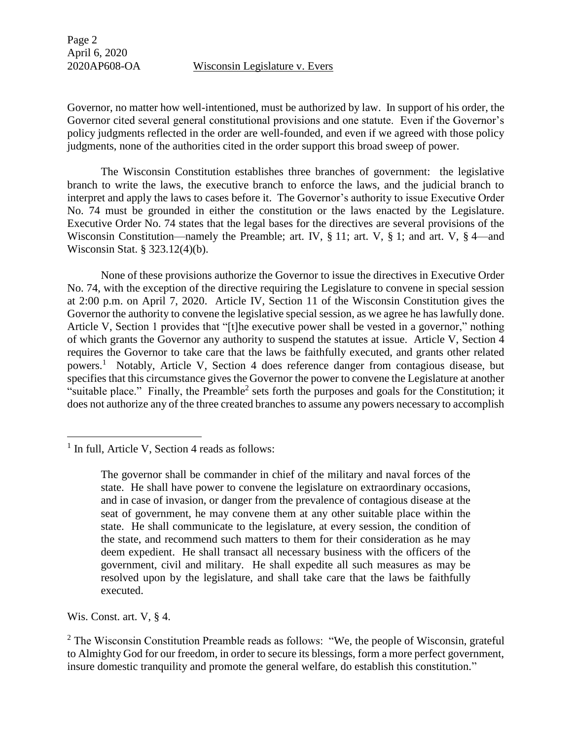Governor, no matter how well-intentioned, must be authorized by law. In support of his order, the Governor cited several general constitutional provisions and one statute. Even if the Governor's policy judgments reflected in the order are well-founded, and even if we agreed with those policy judgments, none of the authorities cited in the order support this broad sweep of power.

The Wisconsin Constitution establishes three branches of government: the legislative branch to write the laws, the executive branch to enforce the laws, and the judicial branch to interpret and apply the laws to cases before it. The Governor's authority to issue Executive Order No. 74 must be grounded in either the constitution or the laws enacted by the Legislature. Executive Order No. 74 states that the legal bases for the directives are several provisions of the Wisconsin Constitution—namely the Preamble; art. IV, § 11; art. V, § 1; and art. V, § 4—and Wisconsin Stat. § 323.12(4)(b).

None of these provisions authorize the Governor to issue the directives in Executive Order No. 74, with the exception of the directive requiring the Legislature to convene in special session at 2:00 p.m. on April 7, 2020. Article IV, Section 11 of the Wisconsin Constitution gives the Governor the authority to convene the legislative special session, as we agree he has lawfully done. Article V, Section 1 provides that "[t]he executive power shall be vested in a governor," nothing of which grants the Governor any authority to suspend the statutes at issue. Article V, Section 4 requires the Governor to take care that the laws be faithfully executed, and grants other related powers.[1] Notably, Article V, Section 4 does reference danger from contagious disease, but specifies that this circumstance gives the Governor the power to convene the Legislature at another "suitable place." Finally, the Preamble[2] sets forth the purposes and goals for the Constitution; it does not authorize any of the three created branches to assume any powers necessary to accomplish

---

[1] In full, Article V, Section 4 reads as follows:

> The governor shall be commander in chief of the military and naval forces of the state. He shall have power to convene the legislature on extraordinary occasions, and in case of invasion, or danger from the prevalence of contagious disease at the seat of government, he may convene them at any other suitable place within the state. He shall communicate to the legislature, at every session, the condition of the state, and recommend such matters to them for their consideration as he may deem expedient. He shall transact all necessary business with the officers of the government, civil and military. He shall expedite all such measures as may be resolved upon by the legislature, and shall take care that the laws be faithfully executed.

Wis. Const. art. V, § 4.

[2] The Wisconsin Constitution Preamble reads as follows: "We, the people of Wisconsin, grateful to Almighty God for our freedom, in order to secure its blessings, form a more perfect government, insure domestic tranquility and promote the general welfare, do establish this constitution."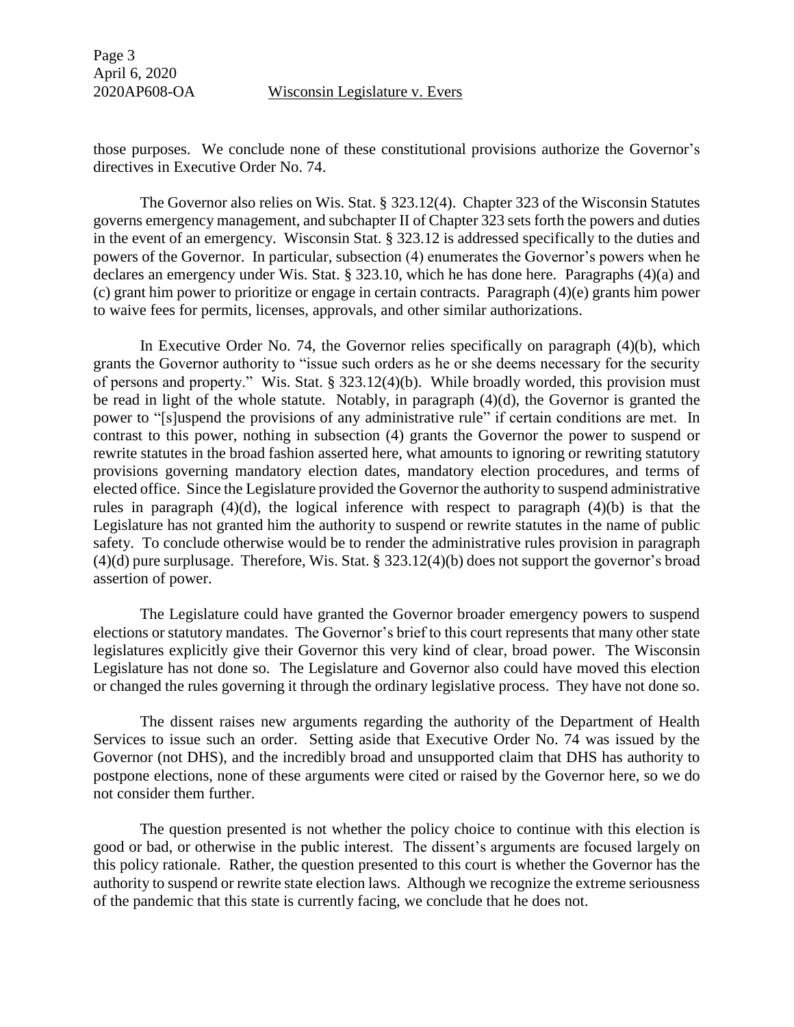those purposes. We conclude none of these constitutional provisions authorize the Governor's directives in Executive Order No. 74.

The Governor also relies on Wis. Stat. § 323.12(4). Chapter 323 of the Wisconsin Statutes governs emergency management, and subchapter II of Chapter 323 sets forth the powers and duties in the event of an emergency. Wisconsin Stat. § 323.12 is addressed specifically to the duties and powers of the Governor. In particular, subsection (4) enumerates the Governor's powers when he declares an emergency under Wis. Stat. § 323.10, which he has done here. Paragraphs (4)(a) and (c) grant him power to prioritize or engage in certain contracts. Paragraph (4)(e) grants him power to waive fees for permits, licenses, approvals, and other similar authorizations.

In Executive Order No. 74, the Governor relies specifically on paragraph (4)(b), which grants the Governor authority to "issue such orders as he or she deems necessary for the security of persons and property." Wis. Stat. § 323.12(4)(b). While broadly worded, this provision must be read in light of the whole statute. Notably, in paragraph (4)(d), the Governor is granted the power to "[s]uspend the provisions of any administrative rule" if certain conditions are met. In contrast to this power, nothing in subsection (4) grants the Governor the power to suspend or rewrite statutes in the broad fashion asserted here, what amounts to ignoring or rewriting statutory provisions governing mandatory election dates, mandatory election procedures, and terms of elected office. Since the Legislature provided the Governor the authority to suspend administrative rules in paragraph (4)(d), the logical inference with respect to paragraph (4)(b) is that the Legislature has not granted him the authority to suspend or rewrite statutes in the name of public safety. To conclude otherwise would be to render the administrative rules provision in paragraph (4)(d) pure surplusage. Therefore, Wis. Stat. § 323.12(4)(b) does not support the governor's broad assertion of power.

The Legislature could have granted the Governor broader emergency powers to suspend elections or statutory mandates. The Governor's brief to this court represents that many other state legislatures explicitly give their Governor this very kind of clear, broad power. The Wisconsin Legislature has not done so. The Legislature and Governor also could have moved this election or changed the rules governing it through the ordinary legislative process. They have not done so.

The dissent raises new arguments regarding the authority of the Department of Health Services to issue such an order. Setting aside that Executive Order No. 74 was issued by the Governor (not DHS), and the incredibly broad and unsupported claim that DHS has authority to postpone elections, none of these arguments were cited or raised by the Governor here, so we do not consider them further.

The question presented is not whether the policy choice to continue with this election is good or bad, or otherwise in the public interest. The dissent's arguments are focused largely on this policy rationale. Rather, the question presented to this court is whether the Governor has the authority to suspend or rewrite state election laws. Although we recognize the extreme seriousness of the pandemic that this state is currently facing, we conclude that he does not.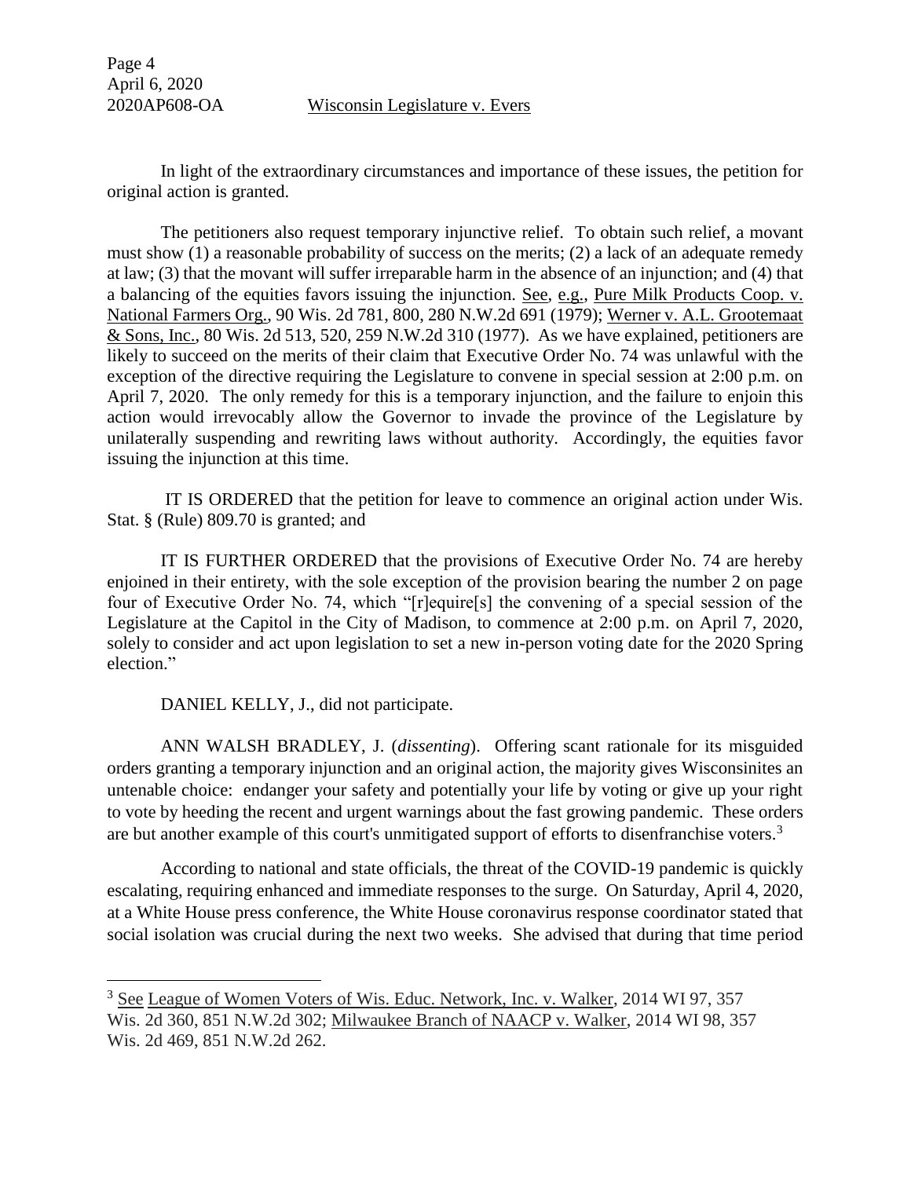In light of the extraordinary circumstances and importance of these issues, the petition for original action is granted.

The petitioners also request temporary injunctive relief. To obtain such relief, a movant must show (1) a reasonable probability of success on the merits; (2) a lack of an adequate remedy at law; (3) that the movant will suffer irreparable harm in the absence of an injunction; and (4) that a balancing of the equities favors issuing the injunction. See, e.g., Pure Milk Products Coop. v. National Farmers Org., 90 Wis. 2d 781, 800, 280 N.W.2d 691 (1979); Werner v. A.L. Grootemaat & Sons, Inc., 80 Wis. 2d 513, 520, 259 N.W.2d 310 (1977). As we have explained, petitioners are likely to succeed on the merits of their claim that Executive Order No. 74 was unlawful with the exception of the directive requiring the Legislature to convene in special session at 2:00 p.m. on April 7, 2020. The only remedy for this is a temporary injunction, and the failure to enjoin this action would irrevocably allow the Governor to invade the province of the Legislature by unilaterally suspending and rewriting laws without authority. Accordingly, the equities favor issuing the injunction at this time.

IT IS ORDERED that the petition for leave to commence an original action under Wis. Stat. § (Rule) 809.70 is granted; and

IT IS FURTHER ORDERED that the provisions of Executive Order No. 74 are hereby enjoined in their entirety, with the sole exception of the provision bearing the number 2 on page four of Executive Order No. 74, which "[r]equire[s] the convening of a special session of the Legislature at the Capitol in the City of Madison, to commence at 2:00 p.m. on April 7, 2020, solely to consider and act upon legislation to set a new in-person voting date for the 2020 Spring election."

DANIEL KELLY, J., did not participate.

ANN WALSH BRADLEY, J. (*dissenting*). Offering scant rationale for its misguided orders granting a temporary injunction and an original action, the majority gives Wisconsinites an untenable choice: endanger your safety and potentially your life by voting or give up your right to vote by heeding the recent and urgent warnings about the fast growing pandemic. These orders are but another example of this court's unmitigated support of efforts to disenfranchise voters.[3]

According to national and state officials, the threat of the COVID-19 pandemic is quickly escalating, requiring enhanced and immediate responses to the surge. On Saturday, April 4, 2020, at a White House press conference, the White House coronavirus response coordinator stated that social isolation was crucial during the next two weeks. She advised that during that time period

[3] See League of Women Voters of Wis. Educ. Network, Inc. v. Walker, 2014 WI 97, 357 Wis. 2d 360, 851 N.W.2d 302; Milwaukee Branch of NAACP v. Walker, 2014 WI 98, 357 Wis. 2d 469, 851 N.W.2d 262.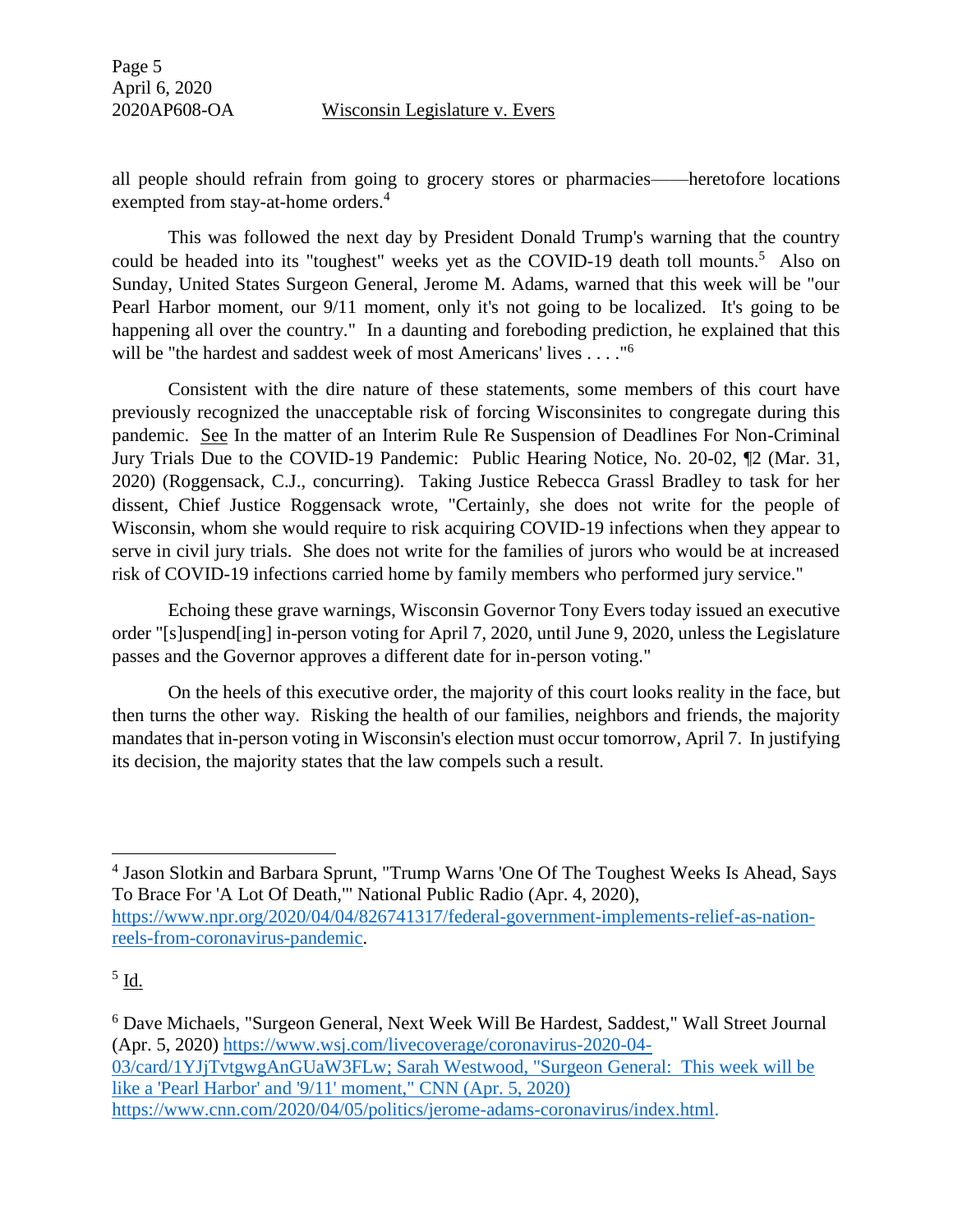all people should refrain from going to grocery stores or pharmacies——heretofore locations exempted from stay-at-home orders.[4]

This was followed the next day by President Donald Trump's warning that the country could be headed into its "toughest" weeks yet as the COVID-19 death toll mounts.[5] Also on Sunday, United States Surgeon General, Jerome M. Adams, warned that this week will be "our Pearl Harbor moment, our 9/11 moment, only it's not going to be localized. It's going to be happening all over the country." In a daunting and foreboding prediction, he explained that this will be "the hardest and saddest week of most Americans' lives . . . ."[6]

Consistent with the dire nature of these statements, some members of this court have previously recognized the unacceptable risk of forcing Wisconsinites to congregate during this pandemic. See In the matter of an Interim Rule Re Suspension of Deadlines For Non-Criminal Jury Trials Due to the COVID-19 Pandemic: Public Hearing Notice, No. 20-02, ¶2 (Mar. 31, 2020) (Roggensack, C.J., concurring). Taking Justice Rebecca Grassl Bradley to task for her dissent, Chief Justice Roggensack wrote, "Certainly, she does not write for the people of Wisconsin, whom she would require to risk acquiring COVID-19 infections when they appear to serve in civil jury trials. She does not write for the families of jurors who would be at increased risk of COVID-19 infections carried home by family members who performed jury service."

Echoing these grave warnings, Wisconsin Governor Tony Evers today issued an executive order "[s]uspend[ing] in-person voting for April 7, 2020, until June 9, 2020, unless the Legislature passes and the Governor approves a different date for in-person voting."

On the heels of this executive order, the majority of this court looks reality in the face, but then turns the other way. Risking the health of our families, neighbors and friends, the majority mandates that in-person voting in Wisconsin's election must occur tomorrow, April 7. In justifying its decision, the majority states that the law compels such a result.

---

[4] Jason Slotkin and Barbara Sprunt, "Trump Warns 'One Of The Toughest Weeks Is Ahead, Says To Brace For 'A Lot Of Death,'" National Public Radio (Apr. 4, 2020), https://www.npr.org/2020/04/04/826741317/federal-government-implements-relief-as-nation-reels-from-coronavirus-pandemic.

[5] Id.

[6] Dave Michaels, "Surgeon General, Next Week Will Be Hardest, Saddest," Wall Street Journal (Apr. 5, 2020) https://www.wsj.com/livecoverage/coronavirus-2020-04-03/card/1YJjTvtgwgAnGUaW3FLw; Sarah Westwood, "Surgeon General: This week will be like a 'Pearl Harbor' and '9/11' moment," CNN (Apr. 5, 2020) https://www.cnn.com/2020/04/05/politics/jerome-adams-coronavirus/index.html.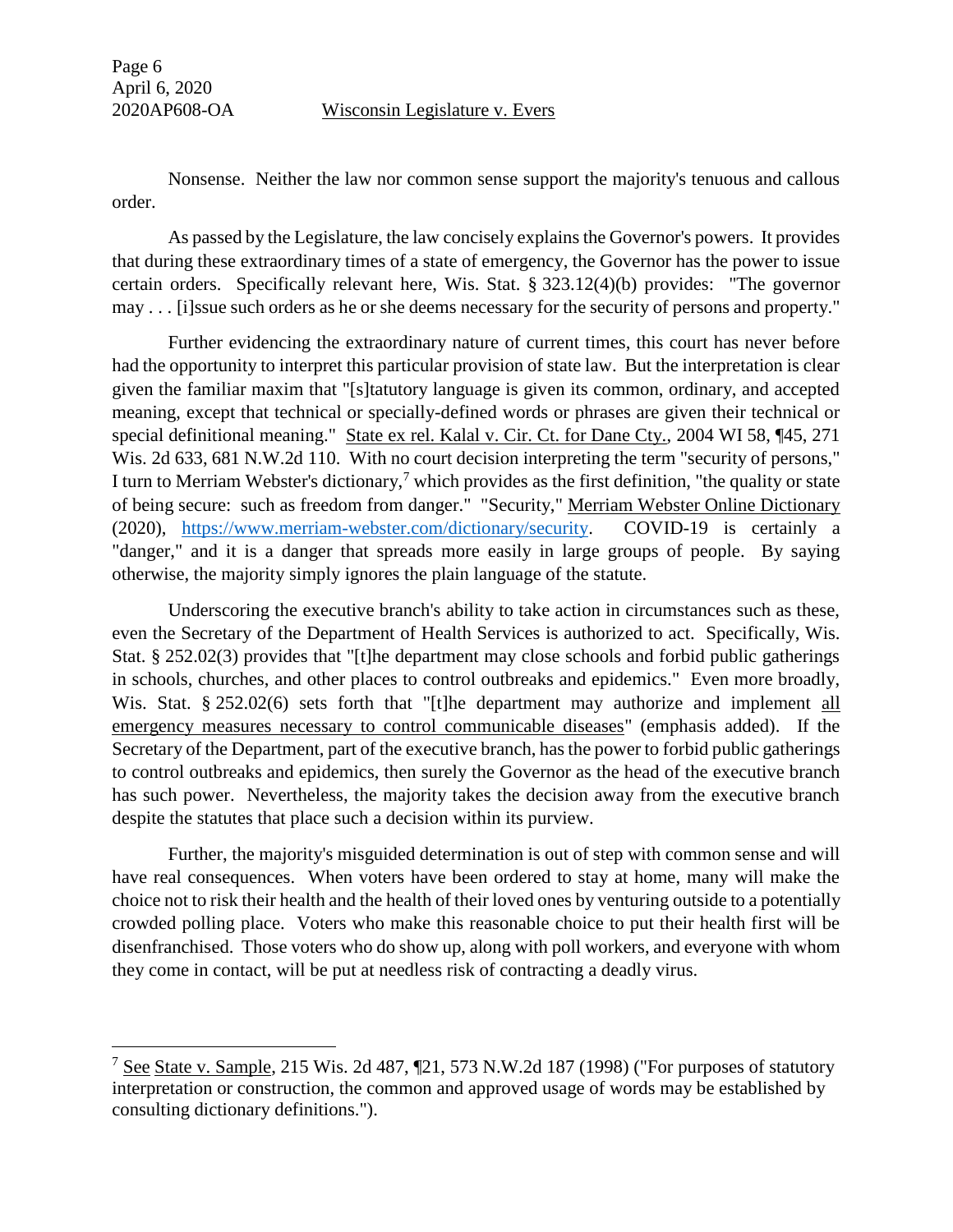Nonsense. Neither the law nor common sense support the majority's tenuous and callous order.

As passed by the Legislature, the law concisely explains the Governor's powers. It provides that during these extraordinary times of a state of emergency, the Governor has the power to issue certain orders. Specifically relevant here, Wis. Stat. § 323.12(4)(b) provides: "The governor may . . . [i]ssue such orders as he or she deems necessary for the security of persons and property."

Further evidencing the extraordinary nature of current times, this court has never before had the opportunity to interpret this particular provision of state law. But the interpretation is clear given the familiar maxim that "[s]tatutory language is given its common, ordinary, and accepted meaning, except that technical or specially-defined words or phrases are given their technical or special definitional meaning." State ex rel. Kalal v. Cir. Ct. for Dane Cty., 2004 WI 58, ¶45, 271 Wis. 2d 633, 681 N.W.2d 110. With no court decision interpreting the term "security of persons," I turn to Merriam Webster's dictionary,[7] which provides as the first definition, "the quality or state of being secure: such as freedom from danger." "Security," Merriam Webster Online Dictionary (2020), https://www.merriam-webster.com/dictionary/security. COVID-19 is certainly a "danger," and it is a danger that spreads more easily in large groups of people. By saying otherwise, the majority simply ignores the plain language of the statute.

Underscoring the executive branch's ability to take action in circumstances such as these, even the Secretary of the Department of Health Services is authorized to act. Specifically, Wis. Stat. § 252.02(3) provides that "[t]he department may close schools and forbid public gatherings in schools, churches, and other places to control outbreaks and epidemics." Even more broadly, Wis. Stat. § 252.02(6) sets forth that "[t]he department may authorize and implement all emergency measures necessary to control communicable diseases" (emphasis added). If the Secretary of the Department, part of the executive branch, has the power to forbid public gatherings to control outbreaks and epidemics, then surely the Governor as the head of the executive branch has such power. Nevertheless, the majority takes the decision away from the executive branch despite the statutes that place such a decision within its purview.

Further, the majority's misguided determination is out of step with common sense and will have real consequences. When voters have been ordered to stay at home, many will make the choice not to risk their health and the health of their loved ones by venturing outside to a potentially crowded polling place. Voters who make this reasonable choice to put their health first will be disenfranchised. Those voters who do show up, along with poll workers, and everyone with whom they come in contact, will be put at needless risk of contracting a deadly virus.

---

[7] See State v. Sample, 215 Wis. 2d 487, ¶21, 573 N.W.2d 187 (1998) ("For purposes of statutory interpretation or construction, the common and approved usage of words may be established by consulting dictionary definitions.").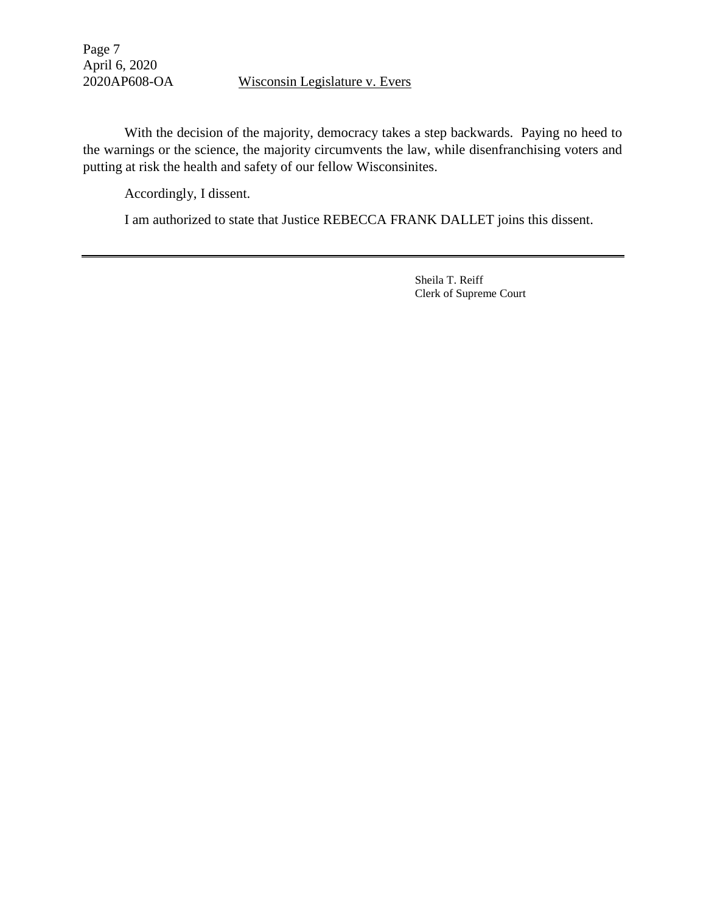With the decision of the majority, democracy takes a step backwards. Paying no heed to the warnings or the science, the majority circumvents the law, while disenfranchising voters and putting at risk the health and safety of our fellow Wisconsinites.

Accordingly, I dissent.

I am authorized to state that Justice REBECCA FRANK DALLET joins this dissent.

---

Sheila T. Reiff
Clerk of Supreme Court